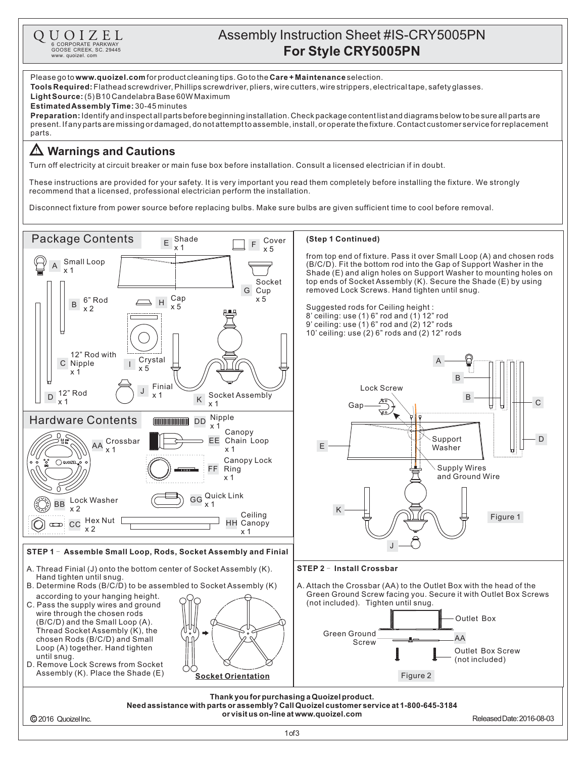QUOIZEL
6 CORPORATE PARKWAY
GOOSE CREEK, SC. 29445
www. quoizel. com

# Assembly Instruction Sheet #IS-CRY5005PN
# For Style CRY5005PN

Please go to **www.quoizel.com** for product cleaning tips. Go to the **Care + Maintenance** selection.
**Tools Required:** Flathead screwdriver, Phillips screwdriver, pliers, wire cutters, wire strippers, electrical tape, safety glasses.
**Light Source:** (5) B10 Candelabra Base 60W Maximum
**Estimated Assembly Time:** 30-45 minutes
**Preparation:** Identify and inspect all parts before beginning installation. Check package content list and diagrams below to be sure all parts are present. If any parts are missing or damaged, do not attempt to assemble, install, or operate the fixture. Contact customer service for replacement parts.

## ⚠ Warnings and Cautions

Turn off electricity at circuit breaker or main fuse box before installation. Consult a licensed electrician if in doubt.

These instructions are provided for your safety. It is very important you read them completely before installing the fixture. We strongly recommend that a licensed, professional electrician perform the installation.

Disconnect fixture from power source before replacing bulbs. Make sure bulbs are given sufficient time to cool before removal.

## Package Contents

- A Small Loop x 1
- B 6" Rod x 2
- C 12" Rod with Nipple x 1
- D 12" Rod x 1
- E Shade x 1
- F Cover x 5
- G Socket Cup x 5
- H Cap x 5
- I Crystal x 5
- J Finial x 1
- K Socket Assembly x 1

## Hardware Contents

- AA Crossbar x 1
- BB Lock Washer x 2
- CC Hex Nut x 2
- DD Nipple x 1
- EE Canopy Chain Loop x 1
- FF Canopy Lock Ring x 1
- GG Quick Link x 1
- HH Ceiling Canopy x 1

## STEP 1 – Assemble Small Loop, Rods, Socket Assembly and Finial

A. Thread Finial (J) onto the bottom center of Socket Assembly (K). Hand tighten until snug.
B. Determine Rods (B/C/D) to be assembled to Socket Assembly (K) according to your hanging height.
C. Pass the supply wires and ground wire through the chosen rods (B/C/D) and the Small Loop (A). Thread Socket Assembly (K), the chosen rods (B/C/D) and Small Loop (A) together. Hand tighten until snug.
D. Remove Lock Screws from Socket Assembly (K). Place the Shade (E) from top end of fixture. Pass it over Small Loop (A) and chosen rods (B/C/D). Fit the bottom rod into the Gap of Support Washer in the Shade (E) and align holes on Support Washer to mounting holes on top ends of Socket Assembly (K). Secure the Shade (E) by using removed Lock Screws. Hand tighten until snug.

Socket Orientation

Suggested rods for Ceiling height :
8' ceiling: use (1) 6" rod and (1) 12" rod
9' ceiling: use (1) 6" rod and (2) 12" rods
10' ceiling: use (2) 6" rods and (2) 12" rods

Lock Screw, Gap, Support Washer, Supply Wires and Ground Wire

Figure 1

## STEP 2 – Install Crossbar

A. Attach the Crossbar (AA) to the Outlet Box with the head of the Green Ground Screw facing you. Secure it with Outlet Box Screws (not included). Tighten until snug.

Outlet Box, Green Ground Screw, AA, Outlet Box Screw (not included)

Figure 2

**Thank you for purchasing a Quoizel product.**
**Need assistance with parts or assembly? Call Quoizel customer service at 1-800-645-3184 or visit us on-line at www.quoizel.com**

© 2016 Quoizel Inc. Released Date: 2016-08-03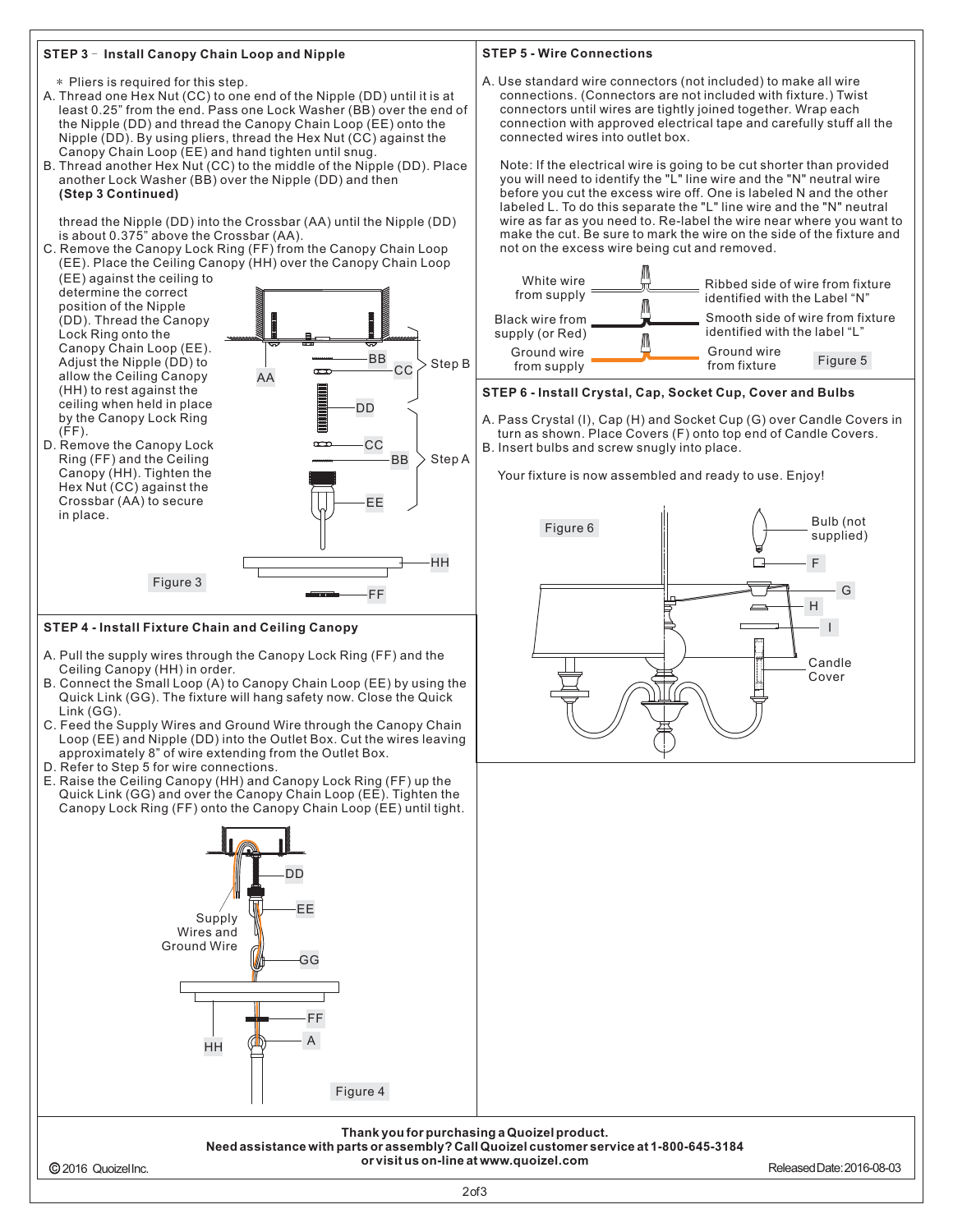## STEP 3 - Install Canopy Chain Loop and Nipple

\* Pliers is required for this step.

A. Thread one Hex Nut (CC) to one end of the Nipple (DD) until it is at least 0.25" from the end. Pass one Lock Washer (BB) over the end of the Nipple (DD) and thread the Canopy Chain Loop (EE) onto the Nipple (DD). By using pliers, thread the Hex Nut (CC) against the Canopy Chain Loop (EE) and hand tighten until snug.

B. Thread another Hex Nut (CC) to the middle of the Nipple (DD). Place another Lock Washer (BB) over the Nipple (DD) and then **(Step 3 Continued)**

thread the Nipple (DD) into the Crossbar (AA) until the Nipple (DD) is about 0.375" above the Crossbar (AA).

C. Remove the Canopy Lock Ring (FF) from the Canopy Chain Loop (EE). Place the Ceiling Canopy (HH) over the Canopy Chain Loop (EE) against the ceiling to determine the correct position of the Nipple (DD). Thread the Canopy Lock Ring onto the Canopy Chain Loop (EE). Adjust the Nipple (DD) to allow the Ceiling Canopy (HH) to rest against the ceiling when held in place by the Canopy Lock Ring (FF).

D. Remove the Canopy Lock Ring (FF) and the Ceiling Canopy (HH). Tighten the Hex Nut (CC) against the Crossbar (AA) to secure in place.

AA, BB, CC, DD, EE, HH, FF — Step B, Step A

Figure 3

## STEP 4 - Install Fixture Chain and Ceiling Canopy

A. Pull the supply wires through the Canopy Lock Ring (FF) and the Ceiling Canopy (HH) in order.

B. Connect the Small Loop (A) to Canopy Chain Loop (EE) by using the Quick Link (GG). The fixture will hang safety now. Close the Quick Link (GG).

C. Feed the Supply Wires and Ground Wire through the Canopy Chain Loop (EE) and Nipple (DD) into the Outlet Box. Cut the wires leaving approximately 8" of wire extending from the Outlet Box.

D. Refer to Step 5 for wire connections.

E. Raise the Ceiling Canopy (HH) and Canopy Lock Ring (FF) up the Quick Link (GG) and over the Canopy Chain Loop (EE). Tighten the Canopy Lock Ring (FF) onto the Canopy Chain Loop (EE) until tight.

Supply Wires and Ground Wire — DD, EE, GG, FF, A, HH

Figure 4

## STEP 5 - Wire Connections

A. Use standard wire connectors (not included) to make all wire connections. (Connectors are not included with fixture.) Twist connectors until wires are tightly joined together. Wrap each connection with approved electrical tape and carefully stuff all the connected wires into outlet box.

Note: If the electrical wire is going to be cut shorter than provided you will need to identify the "L" line wire and the "N" neutral wire before you cut the excess wire off. One is labeled N and the other labeled L. To do this separate the "L" line wire and the "N" neutral wire as far as you need to. Re-label the wire near where you want to make the cut. Be sure to mark the wire on the side of the fixture and not on the excess wire being cut and removed.

- White wire from supply — Ribbed side of wire from fixture identified with the Label "N"
- Black wire from supply (or Red) — Smooth side of wire from fixture identified with the label "L"
- Ground wire from supply — Ground wire from fixture

Figure 5

## STEP 6 - Install Crystal, Cap, Socket Cup, Cover and Bulbs

A. Pass Crystal (I), Cap (H) and Socket Cup (G) over Candle Covers in turn as shown. Place Covers (F) onto top end of Candle Covers.

B. Insert bulbs and screw snugly into place.

Your fixture is now assembled and ready to use. Enjoy!

Figure 6

Bulb (not supplied), F, G, H, I, Candle Cover

**Thank you for purchasing a Quoizel product.**
**Need assistance with parts or assembly? Call Quoizel customer service at 1-800-645-3184 or visit us on-line at www.quoizel.com**

© 2016 Quoizel Inc. Released Date: 2016-08-03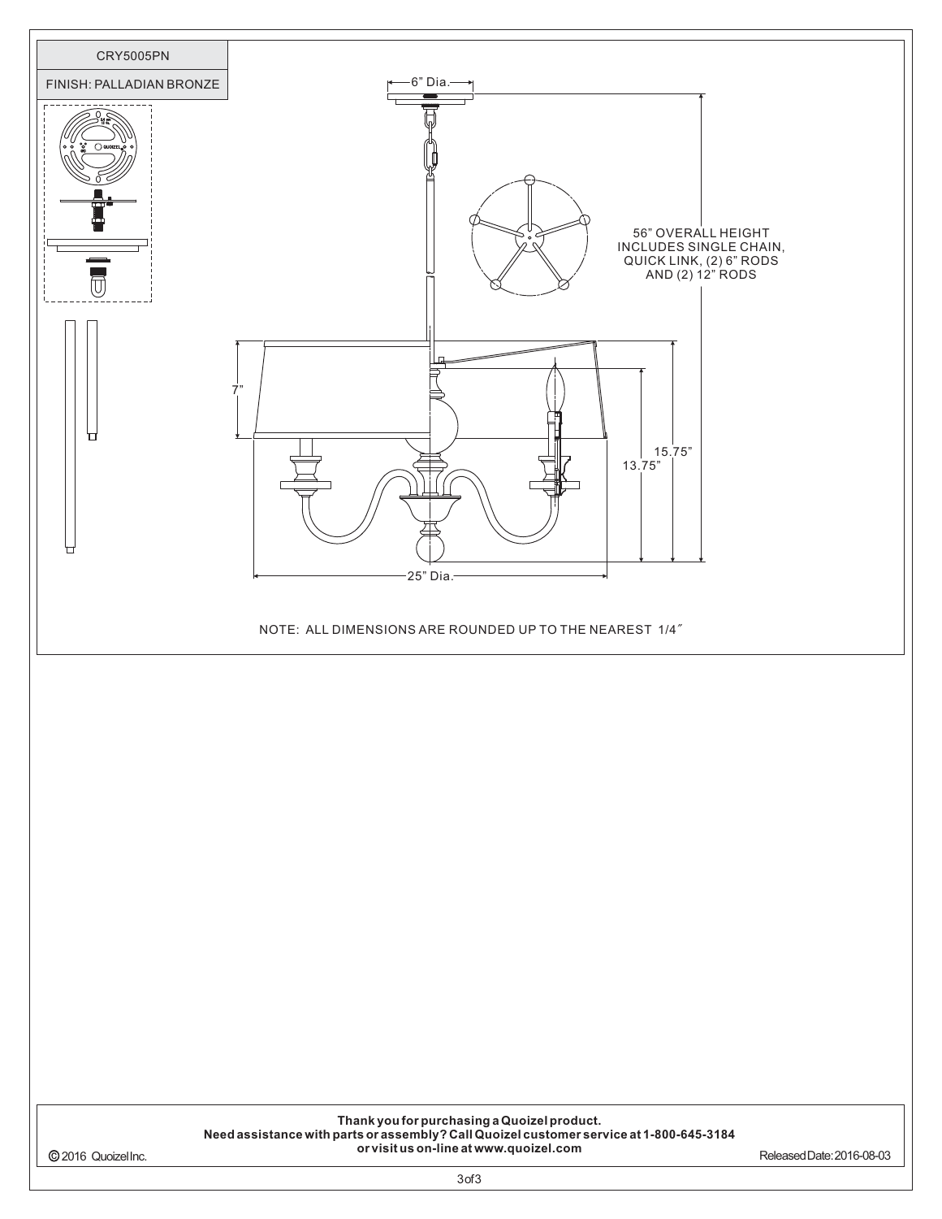| CRY5005PN |
| --- |
| FINISH: PALLADIAN BRONZE |

6" Dia.

56" OVERALL HEIGHT
INCLUDES SINGLE CHAIN,
QUICK LINK, (2) 6" RODS
AND (2) 12" RODS

7"

15.75"

13.75"

25" Dia.

NOTE: ALL DIMENSIONS ARE ROUNDED UP TO THE NEAREST 1/4"

**Thank you for purchasing a Quoizel product.**
**Need assistance with parts or assembly? Call Quoizel customer service at 1-800-645-3184**
**or visit us on-line at www.quoizel.com**

© 2016 Quoizel Inc.

Released Date: 2016-08-03